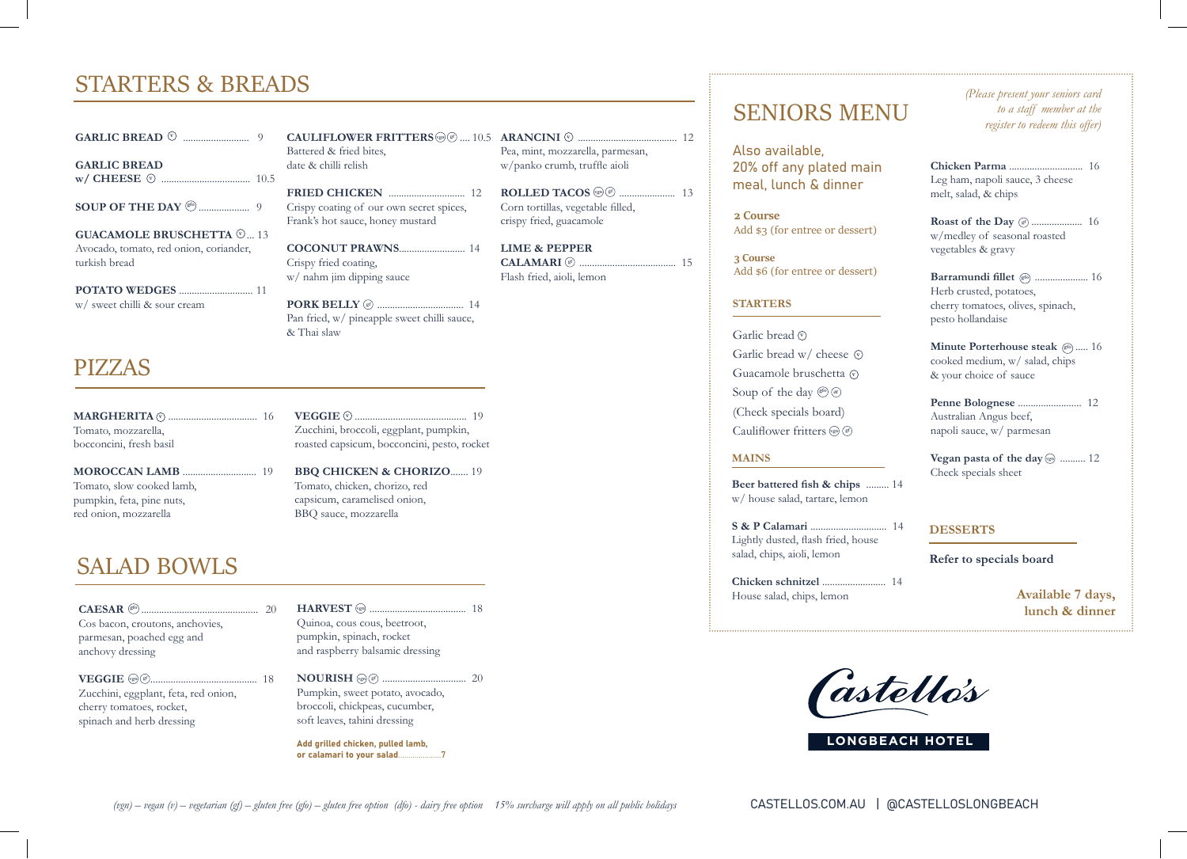# STARTERS & BREADS

**GARLIC BREAD** (v) .......... 9

**GARLIC BREAD w/ CHEESE** (v) .......... 10.5

**SOUP OF THE DAY** (gfo) .......... 9

**GUACAMOLE BRUSCHETTA** (v) ... 13
Avocado, tomato, red onion, coriander, turkish bread

**POTATO WEDGES** .......... 11
w/ sweet chilli & sour cream

**CAULIFLOWER FRITTERS** (vgn) (gf) .... 10.5
Battered & fried bites, date & chilli relish

**FRIED CHICKEN** .......... 12
Crispy coating of our own secret spices, Frank's hot sauce, honey mustard

**COCONUT PRAWNS** .......... 14
Crispy fried coating, w/ nahm jim dipping sauce

**PORK BELLY** (gf) .......... 14
Pan fried, w/ pineapple sweet chilli sauce, & Thai slaw

**ARANCINI** (v) .......... 12
Pea, mint, mozzarella, parmesan, w/panko crumb, truffle aioli

**ROLLED TACOS** (vgn) (gf) .......... 13
Corn tortillas, vegetable filled, crispy fried, guacamole

**LIME & PEPPER CALAMARI** (gf) .......... 15
Flash fried, aioli, lemon

# PIZZAS

**MARGHERITA** (v) .......... 16
Tomato, mozzarella, bocconcini, fresh basil

**MOROCCAN LAMB** .......... 19
Tomato, slow cooked lamb, pumpkin, feta, pine nuts, red onion, mozzarella

**VEGGIE** (v) .......... 19
Zucchini, broccoli, eggplant, pumpkin, roasted capsicum, bocconcini, pesto, rocket

**BBQ CHICKEN & CHORIZO** .......... 19
Tomato, chicken, chorizo, red capsicum, caramelised onion, BBQ sauce, mozzarella

# SALAD BOWLS

**CAESAR** (gfo) .......... 20
Cos bacon, croutons, anchovies, parmesan, poached egg and anchovy dressing

**VEGGIE** (vgn) (gf) .......... 18
Zucchini, eggplant, feta, red onion, cherry tomatoes, rocket, spinach and herb dressing

**HARVEST** (vgn) .......... 18
Quinoa, cous cous, beetroot, pumpkin, spinach, rocket and raspberry balsamic dressing

**NOURISH** (vgn) (gf) .......... 20
Pumpkin, sweet potato, avocado, broccoli, chickpeas, cucumber, soft leaves, tahini dressing

**Add grilled chicken, pulled lamb, or calamari to your salad** .......... **7**

# SENIORS MENU

*(Please present your seniors card to a staff member at the register to redeem this offer)*

Also available, 20% off any plated main meal, lunch & dinner

**2 Course**
Add $3 (for entree or dessert)

**3 Course**
Add $6 (for entree or dessert)

### STARTERS

Garlic bread (v)
Garlic bread w/ cheese (v)
Guacamole bruschetta (v)
Soup of the day (gfo) (df)
(Check specials board)
Cauliflower fritters (vgn) (gf)

### MAINS

**Beer battered fish & chips** .......... 14
w/ house salad, tartare, lemon

**S & P Calamari** .......... 14
Lightly dusted, flash fried, house salad, chips, aioli, lemon

**Chicken schnitzel** .......... 14
House salad, chips, lemon

**Chicken Parma** .......... 16
Leg ham, napoli sauce, 3 cheese melt, salad, & chips

**Roast of the Day** (gf) .......... 16
w/medley of seasonal roasted vegetables & gravy

**Barramundi fillet** (gfo) .......... 16
Herb crusted, potatoes, cherry tomatoes, olives, spinach, pesto hollandaise

**Minute Porterhouse steak** (gfo) .......... 16
cooked medium, w/ salad, chips & your choice of sauce

**Penne Bolognese** .......... 12
Australian Angus beef, napoli sauce, w/ parmesan

**Vegan pasta of the day** (vgn) .......... 12
Check specials sheet

### DESSERTS

**Refer to specials board**

**Available 7 days, lunch & dinner**

Castello's
LONGBEACH HOTEL

*(vgn) – vegan (v) – vegetarian (gf) – gluten free (gfo) – gluten free option (dfo) - dairy free option 15% surcharge will apply on all public holidays*

CASTELLOS.COM.AU | @CASTELLOSLONGBEACH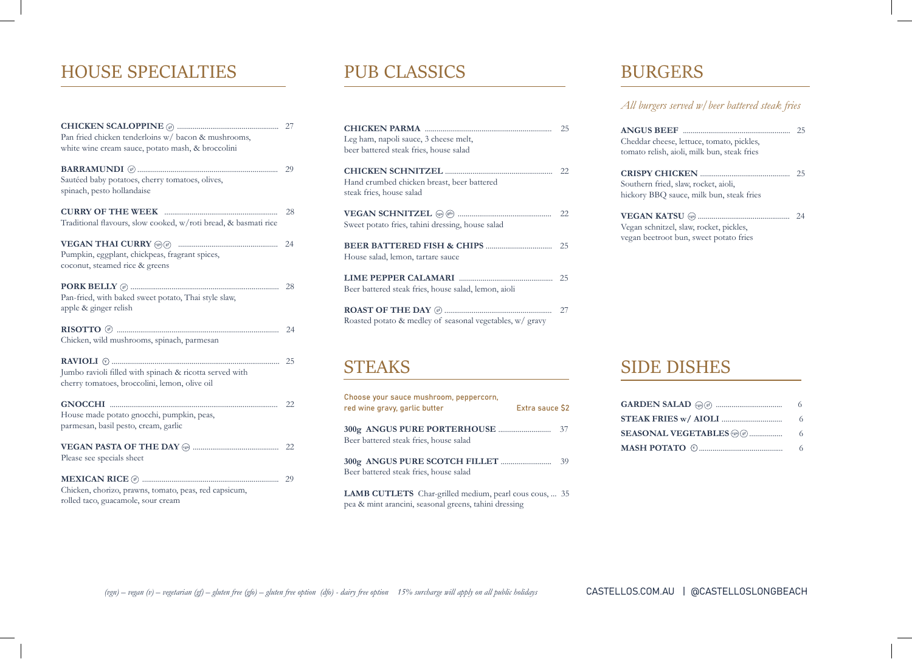## HOUSE SPECIALTIES

**CHICKEN SCALOPPINE** (gf) .................................................... 27
Pan fried chicken tenderloins w/ bacon & mushrooms, white wine cream sauce, potato mash, & broccolini

**BARRAMUNDI** (gf) .................................................... 29
Sautéed baby potatoes, cherry tomatoes, olives, spinach, pesto hollandaise

**CURRY OF THE WEEK** .................................................... 28
Traditional flavours, slow cooked, w/roti bread, & basmati rice

**VEGAN THAI CURRY** (vgn) (gf) .................................................... 24
Pumpkin, eggplant, chickpeas, fragrant spices, coconut, steamed rice & greens

**PORK BELLY** (gf) .................................................... 28
Pan-fried, with baked sweet potato, Thai style slaw, apple & ginger relish

**RISOTTO** (gf) .................................................... 24
Chicken, wild mushrooms, spinach, parmesan

**RAVIOLI** (v) .................................................... 25
Jumbo ravioli filled with spinach & ricotta served with cherry tomatoes, broccolini, lemon, olive oil

**GNOCCHI** .................................................... 22
House made potato gnocchi, pumpkin, peas, parmesan, basil pesto, cream, garlic

**VEGAN PASTA OF THE DAY** (vgn) .................................................... 22
Please see specials sheet

**MEXICAN RICE** (gf) .................................................... 29
Chicken, chorizo, prawns, tomato, peas, red capsicum, rolled taco, guacamole, sour cream

## PUB CLASSICS

**CHICKEN PARMA** .................................................... 25
Leg ham, napoli sauce, 3 cheese melt, beer battered steak fries, house salad

**CHICKEN SCHNITZEL** .................................................... 22
Hand crumbed chicken breast, beer battered steak fries, house salad

**VEGAN SCHNITZEL** (vgn) (gfo) .................................................... 22
Sweet potato fries, tahini dressing, house salad

**BEER BATTERED FISH & CHIPS** .................................................... 25
House salad, lemon, tartare sauce

**LIME PEPPER CALAMARI** .................................................... 25
Beer battered steak fries, house salad, lemon, aioli

**ROAST OF THE DAY** (gf) .................................................... 27
Roasted potato & medley of seasonal vegetables, w/ gravy

## STEAKS

Choose your sauce mushroom, peppercorn, red wine gravy, garlic butter — Extra sauce $2

**300g ANGUS PURE PORTERHOUSE** .................................................... 37
Beer battered steak fries, house salad

**300g ANGUS PURE SCOTCH FILLET** .................................................... 39
Beer battered steak fries, house salad

**LAMB CUTLETS** Char-grilled medium, pearl cous cous, ... 35
pea & mint arancini, seasonal greens, tahini dressing

## BURGERS

*All burgers served w/ beer battered steak fries*

**ANGUS BEEF** .................................................... 25
Cheddar cheese, lettuce, tomato, pickles, tomato relish, aioli, milk bun, steak fries

**CRISPY CHICKEN** .................................................... 25
Southern fried, slaw, rocket, aioli, hickory BBQ sauce, milk bun, steak fries

**VEGAN KATSU** (vgn) .................................................... 24
Vegan schnitzel, slaw, rocket, pickles, vegan beetroot bun, sweet potato fries

## SIDE DISHES

| Item | Price |
|---|---|
| **GARDEN SALAD** (vgn) (gf) | 6 |
| **STEAK FRIES w/ AIOLI** | 6 |
| **SEASONAL VEGETABLES** (vgn) (gf) | 6 |
| **MASH POTATO** (v) | 6 |

*(vgn) – vegan (v) – vegetarian (gf) – gluten free (gfo) – gluten free option (dfo) - dairy free option 15% surcharge will apply on all public holidays*

CASTELLOS.COM.AU | @CASTELLOSLONGBEACH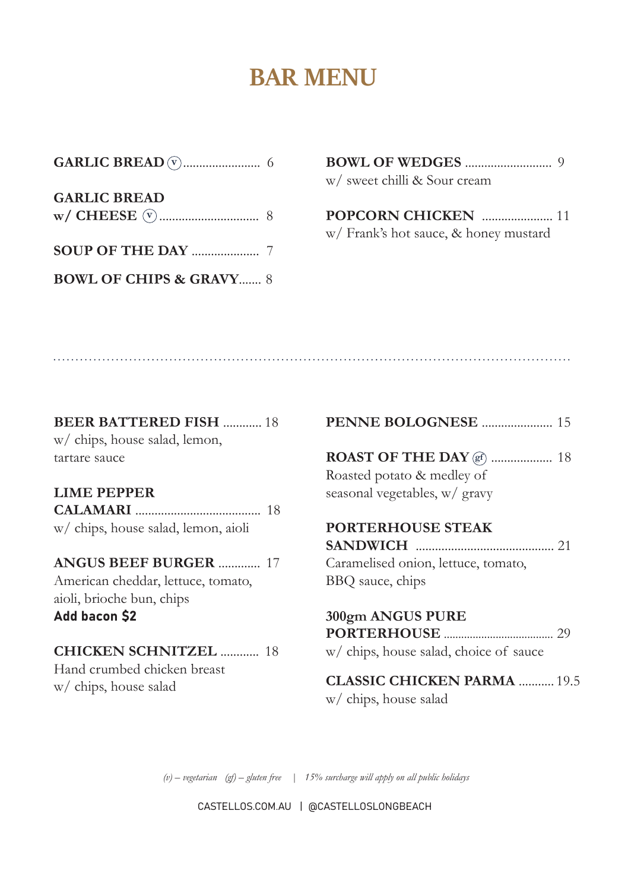# BAR MENU

**GARLIC BREAD** (v) ........................ 6

**GARLIC BREAD w/ CHEESE** (v) ............................... 8

**SOUP OF THE DAY** ..................... 7

**BOWL OF CHIPS & GRAVY**....... 8

**BOWL OF WEDGES** ........................... 9
w/ sweet chilli & Sour cream

**POPCORN CHICKEN** ...................... 11
w/ Frank's hot sauce, & honey mustard

---

**BEER BATTERED FISH** ............ 18
w/ chips, house salad, lemon, tartare sauce

**LIME PEPPER CALAMARI** ....................................... 18
w/ chips, house salad, lemon, aioli

**ANGUS BEEF BURGER** ............. 17
American cheddar, lettuce, tomato, aioli, brioche bun, chips
**Add bacon $2**

**CHICKEN SCHNITZEL** ............ 18
Hand crumbed chicken breast w/ chips, house salad

**PENNE BOLOGNESE** ...................... 15

**ROAST OF THE DAY** (gf) ................... 18
Roasted potato & medley of seasonal vegetables, w/ gravy

**PORTERHOUSE STEAK SANDWICH** ........................................... 21
Caramelised onion, lettuce, tomato, BBQ sauce, chips

**300gm ANGUS PURE PORTERHOUSE** ..................................... 29
w/ chips, house salad, choice of sauce

**CLASSIC CHICKEN PARMA** ........... 19.5
w/ chips, house salad

*(v) – vegetarian (gf) – gluten free | 15% surcharge will apply on all public holidays*

CASTELLOS.COM.AU | @CASTELLOSLONGBEACH